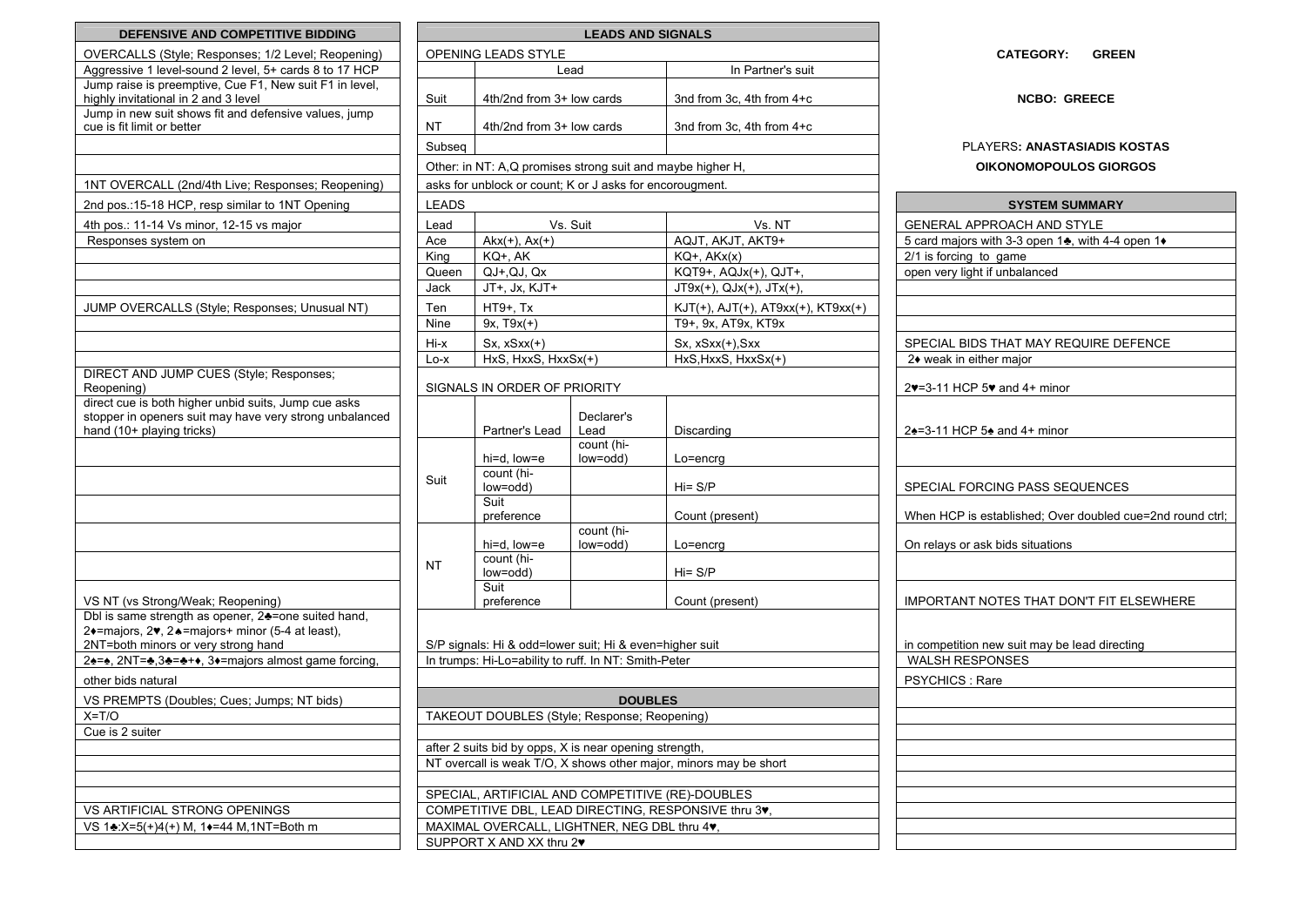## DEFENSIVE AND COMPETITIVE BIDDING

| DEFENSIVE AND COMPETITIVE BIDDING |
|---|
| OVERCALLS (Style; Responses; 1/2 Level; Reopening) |
| Aggressive 1 level-sound 2 level, 5+ cards 8 to 17 HCP |
| Jump raise is preemptive, Cue F1, New suit F1 in level, highly invitational in 2 and 3 level |
| Jump in new suit shows fit and defensive values, jump cue is fit limit or better |
| |
| |
| 1NT OVERCALL (2nd/4th Live; Responses; Reopening) |
| 2nd pos.:15-18 HCP, resp similar to 1NT Opening |
| 4th pos.: 11-14 Vs minor, 12-15 vs major |
| Responses system on |
| |
| |
| |
| JUMP OVERCALLS (Style; Responses; Unusual NT) |
| |
| |
| |
| DIRECT AND JUMP CUES (Style; Responses; Reopening) |
| direct cue is both higher unbid suits, Jump cue asks stopper in openers suit may have very strong unbalanced hand (10+ playing tricks) |
| |
| |
| |
| |
| |
| VS NT (vs Strong/Weak; Reopening) |
| Dbl is same strength as opener, 2♣=one suited hand, 2♦=majors, 2♥, 2♠=majors+ minor (5-4 at least), 2NT=both minors or very strong hand |
| 2♠=♠, 2NT=♣,3♣=♣+♦, 3♦=majors almost game forcing, |
| other bids natural |
| VS PREMPTS (Doubles; Cues; Jumps; NT bids) |
| X=T/O |
| Cue is 2 suiter |
| |
| |
| |
| |
| VS ARTIFICIAL STRONG OPENINGS |
| VS 1♣:X=5(+)4(+) M, 1♦=44 M,1NT=Both m |
| |

## LEADS AND SIGNALS

OPENING LEADS STYLE

| | Lead | In Partner's suit |
|---|---|---|
| Suit | 4th/2nd from 3+ low cards | 3nd from 3c, 4th from 4+c |
| NT | 4th/2nd from 3+ low cards | 3nd from 3c, 4th from 4+c |
| Subseq | | |

Other: in NT: A,Q promises strong suit and maybe higher H, asks for unblock or count; K or J asks for encorougment.

LEADS

| Lead | Vs. Suit | Vs. NT |
|---|---|---|
| Ace | Akx(+), Ax(+) | AQJT, AKJT, AKT9+ |
| King | KQ+, AK | KQ+, AKx(x) |
| Queen | QJ+,QJ, Qx | KQT9+, AQJx(+), QJT+, |
| Jack | JT+, Jx, KJT+ | JT9x(+), QJx(+), JTx(+), |
| Ten | HT9+, Tx | KJT(+), AJT(+), AT9xx(+), KT9xx(+) |
| Nine | 9x, T9x(+) | T9+, 9x, AT9x, KT9x |
| Hi-x | Sx, xSxx(+) | Sx, xSxx(+),Sxx |
| Lo-x | HxS, HxxS, HxxSx(+) | HxS,HxxS, HxxSx(+) |

SIGNALS IN ORDER OF PRIORITY

| | Partner's Lead | Declarer's Lead | Discarding |
|---|---|---|---|
| Suit | hi=d, low=e | count (hi-low=odd) | Lo=encrg |
| | count (hi-low=odd) | | Hi= S/P |
| | Suit preference | | Count (present) |
| NT | hi=d, low=e | count (hi-low=odd) | Lo=encrg |
| | count (hi-low=odd) | | Hi= S/P |
| | Suit preference | | Count (present) |

S/P signals: Hi & odd=lower suit; Hi & even=higher suit

In trumps: Hi-Lo=ability to ruff. In NT: Smith-Peter

## DOUBLES

TAKEOUT DOUBLES (Style; Response; Reopening)

after 2 suits bid by opps, X is near opening strength,

NT overcall is weak T/O, X shows other major, minors may be short

SPECIAL, ARTIFICIAL AND COMPETITIVE (RE)-DOUBLES

COMPETITIVE DBL, LEAD DIRECTING, RESPONSIVE thru 3♥,

MAXIMAL OVERCALL, LIGHTNER, NEG DBL thru 4♥,

SUPPORT X AND XX thru 2♥

---

**CATEGORY: GREEN**

**NCBO: GREECE**

PLAYERS**: ANASTASIADIS KOSTAS**

**OIKONOMOPOULOS GIORGOS**

## SYSTEM SUMMARY

GENERAL APPROACH AND STYLE

5 card majors with 3-3 open 1♣, with 4-4 open 1♦

2/1 is forcing to game

open very light if unbalanced

SPECIAL BIDS THAT MAY REQUIRE DEFENCE

2♦ weak in either major

2♥=3-11 HCP 5♥ and 4+ minor

2♠=3-11 HCP 5♠ and 4+ minor

SPECIAL FORCING PASS SEQUENCES

When HCP is established; Over doubled cue=2nd round ctrl;

On relays or ask bids situations

IMPORTANT NOTES THAT DON'T FIT ELSEWHERE

in competition new suit may be lead directing

WALSH RESPONSES

PSYCHICS : Rare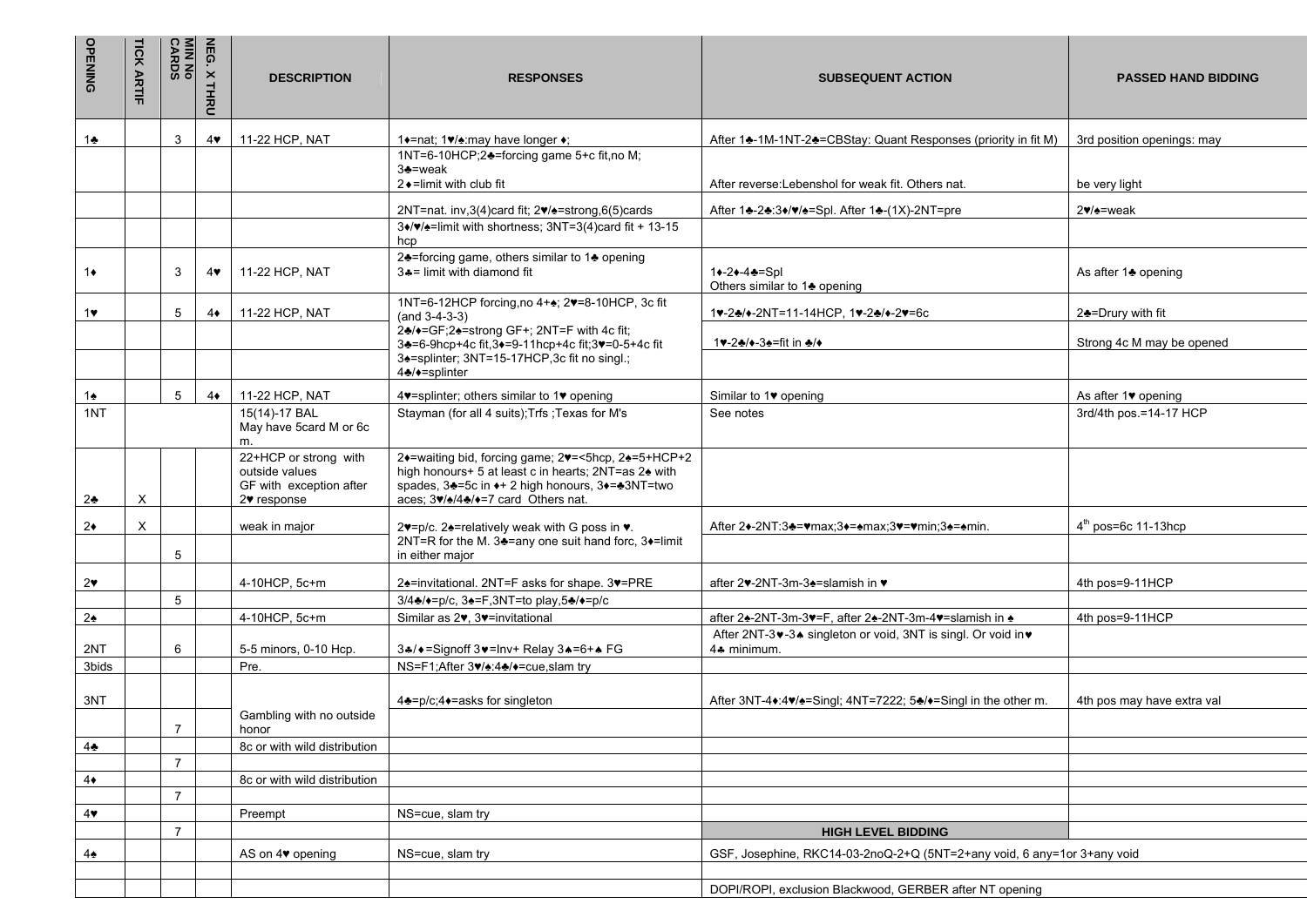| OPENING | TICK ARTIF | MIN No CARDS | NEG. X THRU | DESCRIPTION | RESPONSES | SUBSEQUENT ACTION | PASSED HAND BIDDING |
|---|---|---|---|---|---|---|---|
| 1♣ | | 3 | 4♥ | 11-22 HCP, NAT | 1♦=nat; 1♥/♠:may have longer ♦; | After 1♣-1M-1NT-2♣=CBStay: Quant Responses (priority in fit M) | 3rd position openings: may |
| | | | | | 1NT=6-10HCP;2♣=forcing game 5+c fit,no M; 3♣=weak 2♦=limit with club fit | After reverse:Lebenshol for weak fit. Others nat. | be very light |
| | | | | | 2NT=nat. inv,3(4)card fit; 2♥/♠=strong,6(5)cards | After 1♣-2♣:3♦/♥/♠=Spl. After 1♣-(1X)-2NT=pre | 2♥/♠=weak |
| | | | | | 3♦/♥/♠=limit with shortness; 3NT=3(4)card fit + 13-15 hcp | | |
| 1♦ | | 3 | 4♥ | 11-22 HCP, NAT | 2♣=forcing game, others similar to 1♣ opening 3♣= limit with diamond fit | 1♦-2♦-4♣=Spl Others similar to 1♣ opening | As after 1♣ opening |
| 1♥ | | 5 | 4♦ | 11-22 HCP, NAT | 1NT=6-12HCP forcing,no 4+♠; 2♥=8-10HCP, 3c fit (and 3-4-3-3) | 1♥-2♣/♦-2NT=11-14HCP, 1♥-2♣/♦-2♥=6c | 2♣=Drury with fit |
| | | | | | 2♣/♦=GF;2♠=strong GF+; 2NT=F with 4c fit; 3♣=6-9hcp+4c fit,3♦=9-11hcp+4c fit;3♥=0-5+4c fit | 1♥-2♣/♦-3♠=fit in ♣/♦ | Strong 4c M may be opened |
| | | | | | 3♠=splinter; 3NT=15-17HCP,3c fit no singl.; 4♣/♦=splinter | | |
| 1♠ | | 5 | 4♦ | 11-22 HCP, NAT | 4♥=splinter; others similar to 1♥ opening | Similar to 1♥ opening | As after 1♥ opening |
| 1NT | | | | 15(14)-17 BAL May have 5card M or 6c m. | Stayman (for all 4 suits);Trfs ;Texas for M's | See notes | 3rd/4th pos.=14-17 HCP |
| 2♣ | X | | | 22+HCP or strong with outside values GF with exception after 2♥ response | 2♦=waiting bid, forcing game; 2♥=<5hcp, 2♠=5+HCP+2 high honours+ 5 at least c in hearts; 2NT=as 2♠ with spades, 3♣=5c in ♦+ 2 high honours, 3♦=♣3NT=two aces; 3♥/♠/4♣/♦=7 card Others nat. | | |
| 2♦ | X | | | weak in major | 2♥=p/c. 2♠=relatively weak with G poss in ♥. | After 2♦-2NT:3♣=♥max;3♦=♠max;3♥=♥min;3♠=♠min. | 4[th] pos=6c 11-13hcp |
| | | 5 | | | 2NT=R for the M. 3♣=any one suit hand forc, 3♦=limit in either major | | |
| 2♥ | | | | 4-10HCP, 5c+m | 2♠=invitational. 2NT=F asks for shape. 3♥=PRE | after 2♥-2NT-3m-3♠=slamish in ♥ | 4th pos=9-11HCP |
| | | 5 | | | 3/4♣/♦=p/c, 3♠=F,3NT=to play,5♣/♦=p/c | | |
| 2♠ | | | | 4-10HCP, 5c+m | Similar as 2♥, 3♥=invitational | after 2♠-2NT-3m-3♥=F, after 2♠-2NT-3m-4♥=slamish in ♠ | 4th pos=9-11HCP |
| 2NT | | 6 | | 5-5 minors, 0-10 Hcp. | 3♣/♦=Signoff 3♥=Inv+ Relay 3♠=6+♠ FG | After 2NT-3♥-3♠ singleton or void, 3NT is singl. Or void in♥ 4♣ minimum. | |
| 3bids | | | | Pre. | NS=F1;After 3♥/♠:4♣/♦=cue,slam try | | |
| 3NT | | | | | 4♣=p/c;4♦=asks for singleton | After 3NT-4♦:4♥/♠=Singl; 4NT=7222; 5♣/♦=Singl in the other m. | 4th pos may have extra val |
| | | 7 | | Gambling with no outside honor | | | |
| 4♣ | | | | 8c or with wild distribution | | | |
| | | 7 | | | | | |
| 4♦ | | | | 8c or with wild distribution | | | |
| | | 7 | | | | | |
| 4♥ | | | | Preempt | NS=cue, slam try | | |
| | | 7 | | | | **HIGH LEVEL BIDDING** | |
| 4♠ | | | | AS on 4♥ opening | NS=cue, slam try | GSF, Josephine, RKC14-03-2noQ-2+Q (5NT=2+any void, 6 any=1or 3+any void | |
| | | | | | | | |
| | | | | | | DOPI/ROPI, exclusion Blackwood, GERBER after NT opening | |